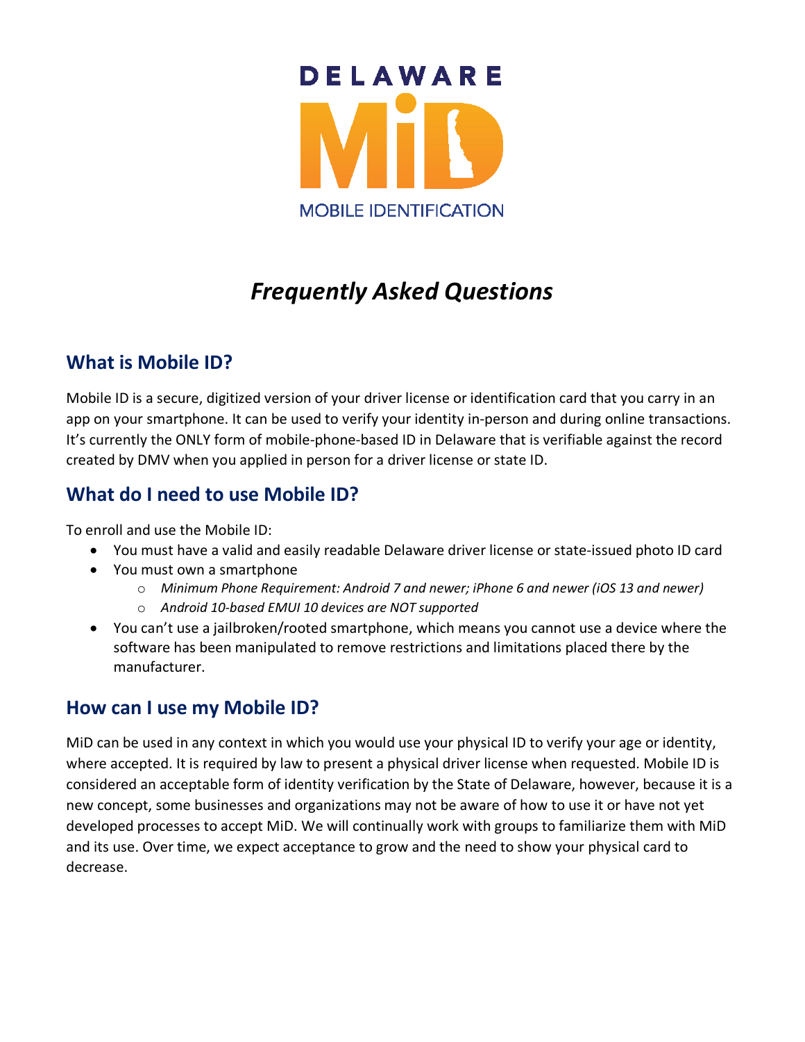DELAWARE

MiD

MOBILE IDENTIFICATION

# *Frequently Asked Questions*

## What is Mobile ID?

Mobile ID is a secure, digitized version of your driver license or identification card that you carry in an app on your smartphone. It can be used to verify your identity in-person and during online transactions. It's currently the ONLY form of mobile-phone-based ID in Delaware that is verifiable against the record created by DMV when you applied in person for a driver license or state ID.

## What do I need to use Mobile ID?

To enroll and use the Mobile ID:

- You must have a valid and easily readable Delaware driver license or state-issued photo ID card
- You must own a smartphone
  - *Minimum Phone Requirement: Android 7 and newer; iPhone 6 and newer (iOS 13 and newer)*
  - *Android 10-based EMUI 10 devices are NOT supported*
- You can't use a jailbroken/rooted smartphone, which means you cannot use a device where the software has been manipulated to remove restrictions and limitations placed there by the manufacturer.

## How can I use my Mobile ID?

MiD can be used in any context in which you would use your physical ID to verify your age or identity, where accepted. It is required by law to present a physical driver license when requested. Mobile ID is considered an acceptable form of identity verification by the State of Delaware, however, because it is a new concept, some businesses and organizations may not be aware of how to use it or have not yet developed processes to accept MiD. We will continually work with groups to familiarize them with MiD and its use. Over time, we expect acceptance to grow and the need to show your physical card to decrease.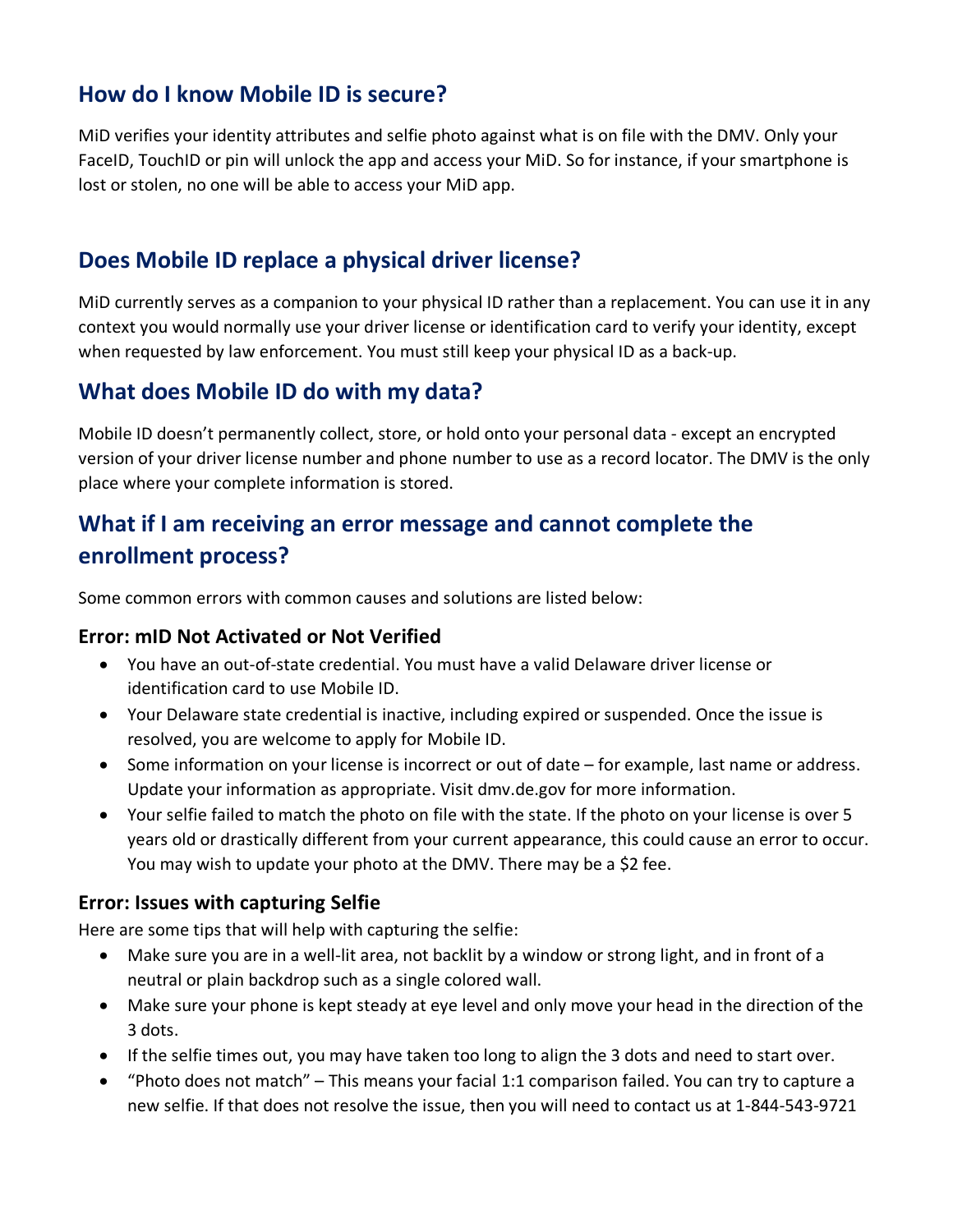## How do I know Mobile ID is secure?

MiD verifies your identity attributes and selfie photo against what is on file with the DMV. Only your FaceID, TouchID or pin will unlock the app and access your MiD. So for instance, if your smartphone is lost or stolen, no one will be able to access your MiD app.

## Does Mobile ID replace a physical driver license?

MiD currently serves as a companion to your physical ID rather than a replacement. You can use it in any context you would normally use your driver license or identification card to verify your identity, except when requested by law enforcement. You must still keep your physical ID as a back-up.

## What does Mobile ID do with my data?

Mobile ID doesn't permanently collect, store, or hold onto your personal data - except an encrypted version of your driver license number and phone number to use as a record locator. The DMV is the only place where your complete information is stored.

## What if I am receiving an error message and cannot complete the enrollment process?

Some common errors with common causes and solutions are listed below:

### Error: mID Not Activated or Not Verified

- You have an out-of-state credential. You must have a valid Delaware driver license or identification card to use Mobile ID.
- Your Delaware state credential is inactive, including expired or suspended. Once the issue is resolved, you are welcome to apply for Mobile ID.
- Some information on your license is incorrect or out of date – for example, last name or address. Update your information as appropriate. Visit dmv.de.gov for more information.
- Your selfie failed to match the photo on file with the state. If the photo on your license is over 5 years old or drastically different from your current appearance, this could cause an error to occur. You may wish to update your photo at the DMV. There may be a $2 fee.

### Error: Issues with capturing Selfie

Here are some tips that will help with capturing the selfie:

- Make sure you are in a well-lit area, not backlit by a window or strong light, and in front of a neutral or plain backdrop such as a single colored wall.
- Make sure your phone is kept steady at eye level and only move your head in the direction of the 3 dots.
- If the selfie times out, you may have taken too long to align the 3 dots and need to start over.
- "Photo does not match" – This means your facial 1:1 comparison failed. You can try to capture a new selfie. If that does not resolve the issue, then you will need to contact us at 1-844-543-9721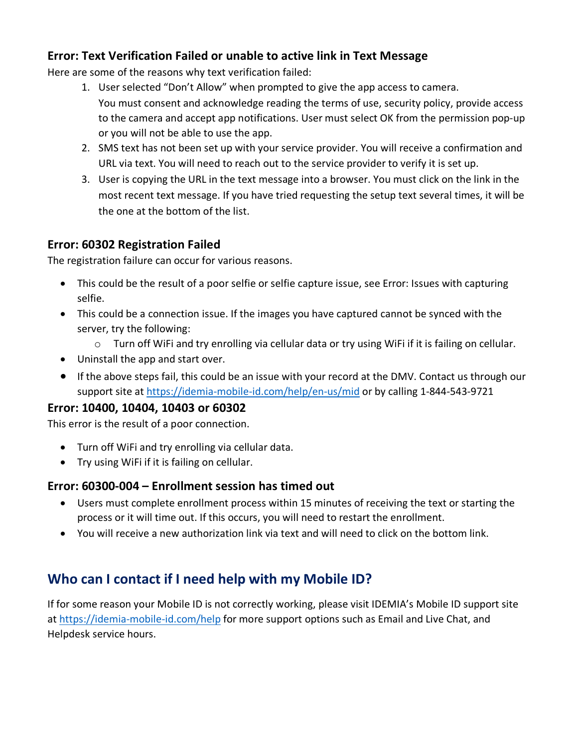### Error: Text Verification Failed or unable to active link in Text Message

Here are some of the reasons why text verification failed:

1. User selected "Don't Allow" when prompted to give the app access to camera.
   You must consent and acknowledge reading the terms of use, security policy, provide access to the camera and accept app notifications. User must select OK from the permission pop-up or you will not be able to use the app.
2. SMS text has not been set up with your service provider. You will receive a confirmation and URL via text. You will need to reach out to the service provider to verify it is set up.
3. User is copying the URL in the text message into a browser. You must click on the link in the most recent text message. If you have tried requesting the setup text several times, it will be the one at the bottom of the list.

### Error: 60302 Registration Failed

The registration failure can occur for various reasons.

- This could be the result of a poor selfie or selfie capture issue, see Error: Issues with capturing selfie.
- This could be a connection issue. If the images you have captured cannot be synced with the server, try the following:
  - Turn off WiFi and try enrolling via cellular data or try using WiFi if it is failing on cellular.
- Uninstall the app and start over.
- If the above steps fail, this could be an issue with your record at the DMV. Contact us through our support site at https://idemia-mobile-id.com/help/en-us/mid or by calling 1-844-543-9721

### Error: 10400, 10404, 10403 or 60302

This error is the result of a poor connection.

- Turn off WiFi and try enrolling via cellular data.
- Try using WiFi if it is failing on cellular.

### Error: 60300-004 – Enrollment session has timed out

- Users must complete enrollment process within 15 minutes of receiving the text or starting the process or it will time out. If this occurs, you will need to restart the enrollment.
- You will receive a new authorization link via text and will need to click on the bottom link.

## Who can I contact if I need help with my Mobile ID?

If for some reason your Mobile ID is not correctly working, please visit IDEMIA's Mobile ID support site at https://idemia-mobile-id.com/help for more support options such as Email and Live Chat, and Helpdesk service hours.